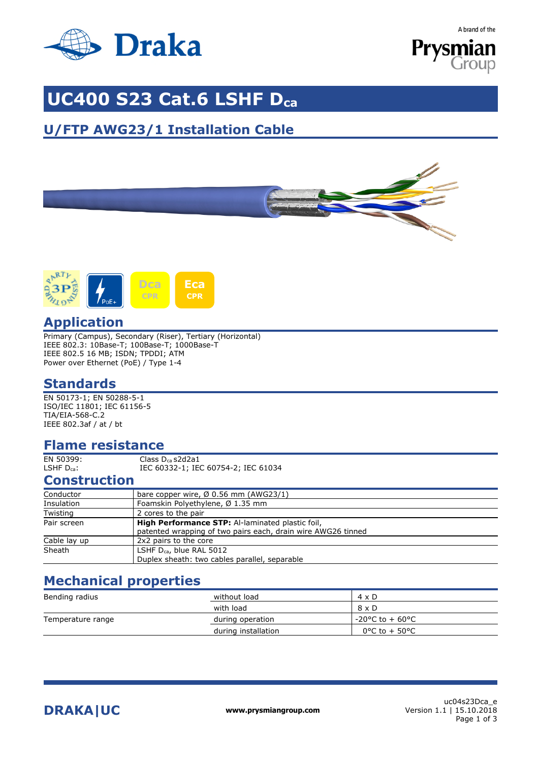# UC400 S23 Cat.6 LSHF $D_{ca}$

## U/FTP AWG23/1 Installation Cable

## Application

Primary (Campus), Secondary (Riser), Tertiary (Horizontal)
IEEE 802.3: 10Base-T; 100Base-T; 1000Base-T
IEEE 802.5 16 MB; ISDN; TPDDI; ATM
Power over Ethernet (PoE) / Type 1-4

## Standards

EN 50173-1; EN 50288-5-1
ISO/IEC 11801; IEC 61156-5
TIA/EIA-568-C.2
IEEE 802.3af / at / bt

## Flame resistance

| | |
|---|---|
| EN 50399: | Class $D_{ca}$ s2d2a1 |
| LSHF $D_{ca}$: | IEC 60332-1; IEC 60754-2; IEC 61034 |

## Construction

| | |
|---|---|
| Conductor | bare copper wire, Ø 0.56 mm (AWG23/1) |
| Insulation | Foamskin Polyethylene, Ø 1.35 mm |
| Twisting | 2 cores to the pair |
| Pair screen | **High Performance STP:** Al-laminated plastic foil, patented wrapping of two pairs each, drain wire AWG26 tinned |
| Cable lay up | 2x2 pairs to the core |
| Sheath | LSHF $D_{ca}$, blue RAL 5012<br>Duplex sheath: two cables parallel, separable |

## Mechanical properties

| | | |
|---|---|---|
| Bending radius | without load | 4 x D |
| | with load | 8 x D |
| Temperature range | during operation | -20°C to + 60°C |
| | during installation | 0°C to + 50°C |

**DRAKA|UC**

**www.prysmiangroup.com**

uc04s23Dca_e
Version 1.1 | 15.10.2018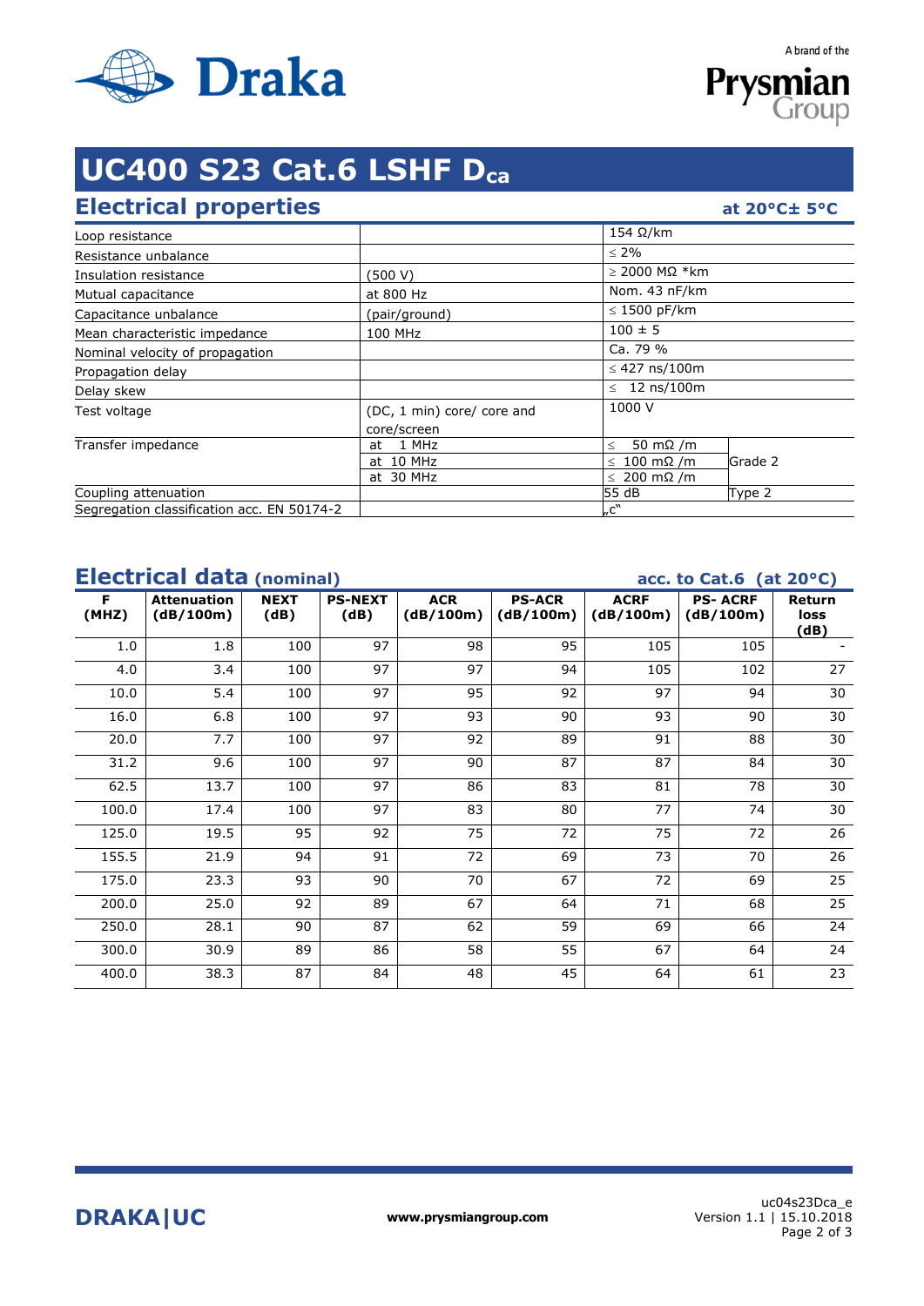# UC400 S23 Cat.6 LSHF $D_{ca}$

## Electrical properties

at 20°C± 5°C

| | | | |
|---|---|---|---|
| Loop resistance | | 154 Ω/km | |
| Resistance unbalance | | ≤ 2% | |
| Insulation resistance | (500 V) | ≥ 2000 MΩ *km | |
| Mutual capacitance | at 800 Hz | Nom. 43 nF/km | |
| Capacitance unbalance | (pair/ground) | ≤ 1500 pF/km | |
| Mean characteristic impedance | 100 MHz | 100 ± 5 | |
| Nominal velocity of propagation | | Ca. 79 % | |
| Propagation delay | | ≤ 427 ns/100m | |
| Delay skew | | ≤ 12 ns/100m | |
| Test voltage | (DC, 1 min) core/ core and core/screen | 1000 V | |
| Transfer impedance | at 1 MHz | ≤ 50 mΩ /m | Grade 2 |
| | at 10 MHz | ≤ 100 mΩ /m | |
| | at 30 MHz | ≤ 200 mΩ /m | |
| Coupling attenuation | | 55 dB | Type 2 |
| Segregation classification acc. EN 50174-2 | | „c" | |

## Electrical data (nominal)

acc. to Cat.6 (at 20°C)

| F (MHZ) | Attenuation (dB/100m) | NEXT (dB) | PS-NEXT (dB) | ACR (dB/100m) | PS-ACR (dB/100m) | ACRF (dB/100m) | PS- ACRF (dB/100m) | Return loss (dB) |
|---|---|---|---|---|---|---|---|---|
| 1.0 | 1.8 | 100 | 97 | 98 | 95 | 105 | 105 | - |
| 4.0 | 3.4 | 100 | 97 | 97 | 94 | 105 | 102 | 27 |
| 10.0 | 5.4 | 100 | 97 | 95 | 92 | 97 | 94 | 30 |
| 16.0 | 6.8 | 100 | 97 | 93 | 90 | 93 | 90 | 30 |
| 20.0 | 7.7 | 100 | 97 | 92 | 89 | 91 | 88 | 30 |
| 31.2 | 9.6 | 100 | 97 | 90 | 87 | 87 | 84 | 30 |
| 62.5 | 13.7 | 100 | 97 | 86 | 83 | 81 | 78 | 30 |
| 100.0 | 17.4 | 100 | 97 | 83 | 80 | 77 | 74 | 30 |
| 125.0 | 19.5 | 95 | 92 | 75 | 72 | 75 | 72 | 26 |
| 155.5 | 21.9 | 94 | 91 | 72 | 69 | 73 | 70 | 26 |
| 175.0 | 23.3 | 93 | 90 | 70 | 67 | 72 | 69 | 25 |
| 200.0 | 25.0 | 92 | 89 | 67 | 64 | 71 | 68 | 25 |
| 250.0 | 28.1 | 90 | 87 | 62 | 59 | 69 | 66 | 24 |
| 300.0 | 30.9 | 89 | 86 | 58 | 55 | 67 | 64 | 24 |
| 400.0 | 38.3 | 87 | 84 | 48 | 45 | 64 | 61 | 23 |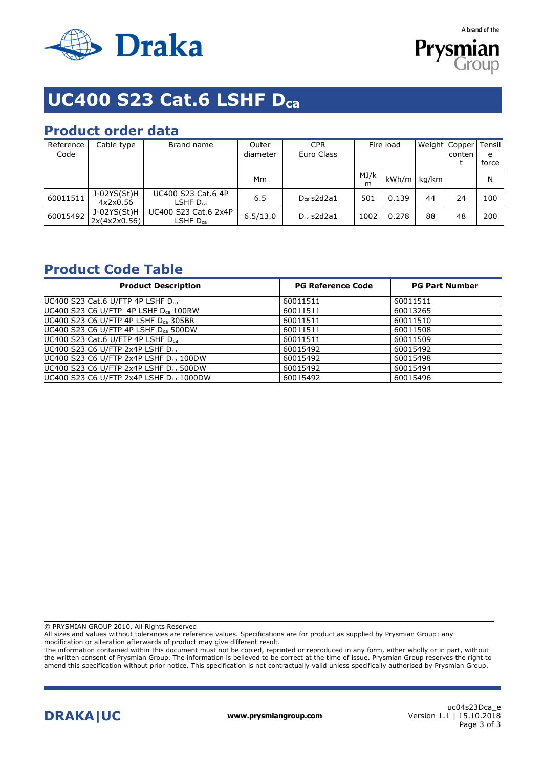# UC400 S23 Cat.6 LSHF $D_{ca}$

## Product order data

| Reference Code | Cable type | Brand name | Outer diameter | CPR Euro Class | Fire load | | Weight | Copper content | Tensile force |
|---|---|---|---|---|---|---|---|---|---|
| | | | Mm | | MJ/km | kWh/m | kg/km | | N |
| 60011511 | J-02YS(St)H 4x2x0.56 | UC400 S23 Cat.6 4P LSHF $D_{ca}$ | 6.5 | $D_{ca}$ s2d2a1 | 501 | 0.139 | 44 | 24 | 100 |
| 60015492 | J-02YS(St)H 2x(4x2x0.56) | UC400 S23 Cat.6 2x4P LSHF $D_{ca}$ | 6.5/13.0 | $D_{ca}$ s2d2a1 | 1002 | 0.278 | 88 | 48 | 200 |

## Product Code Table

| Product Description | PG Reference Code | PG Part Number |
|---|---|---|
| UC400 S23 Cat.6 U/FTP 4P LSHF $D_{ca}$ | 60011511 | 60011511 |
| UC400 S23 C6 U/FTP 4P LSHF $D_{ca}$ 100RW | 60011511 | 60013265 |
| UC400 S23 C6 U/FTP 4P LSHF $D_{ca}$ 305BR | 60011511 | 60011510 |
| UC400 S23 C6 U/FTP 4P LSHF $D_{ca}$ 500DW | 60011511 | 60011508 |
| UC400 S23 Cat.6 U/FTP 4P LSHF $D_{ca}$ | 60011511 | 60011509 |
| UC400 S23 C6 U/FTP 2x4P LSHF $D_{ca}$ | 60015492 | 60015492 |
| UC400 S23 C6 U/FTP 2x4P LSHF $D_{ca}$ 100DW | 60015492 | 60015498 |
| UC400 S23 C6 U/FTP 2x4P LSHF $D_{ca}$ 500DW | 60015492 | 60015494 |
| UC400 S23 C6 U/FTP 2x4P LSHF $D_{ca}$ 1000DW | 60015492 | 60015496 |

© PRYSMIAN GROUP 2010, All Rights Reserved
All sizes and values without tolerances are reference values. Specifications are for product as supplied by Prysmian Group: any modification or alteration afterwards of product may give different result.
The information contained within this document must not be copied, reprinted or reproduced in any form, either wholly or in part, without the written consent of Prysmian Group. The information is believed to be correct at the time of issue. Prysmian Group reserves the right to amend this specification without prior notice. This specification is not contractually valid unless specifically authorised by Prysmian Group.

DRAKA|UC

www.prysmiangroup.com

uc04s23Dca_e
Version 1.1 | 15.10.2018